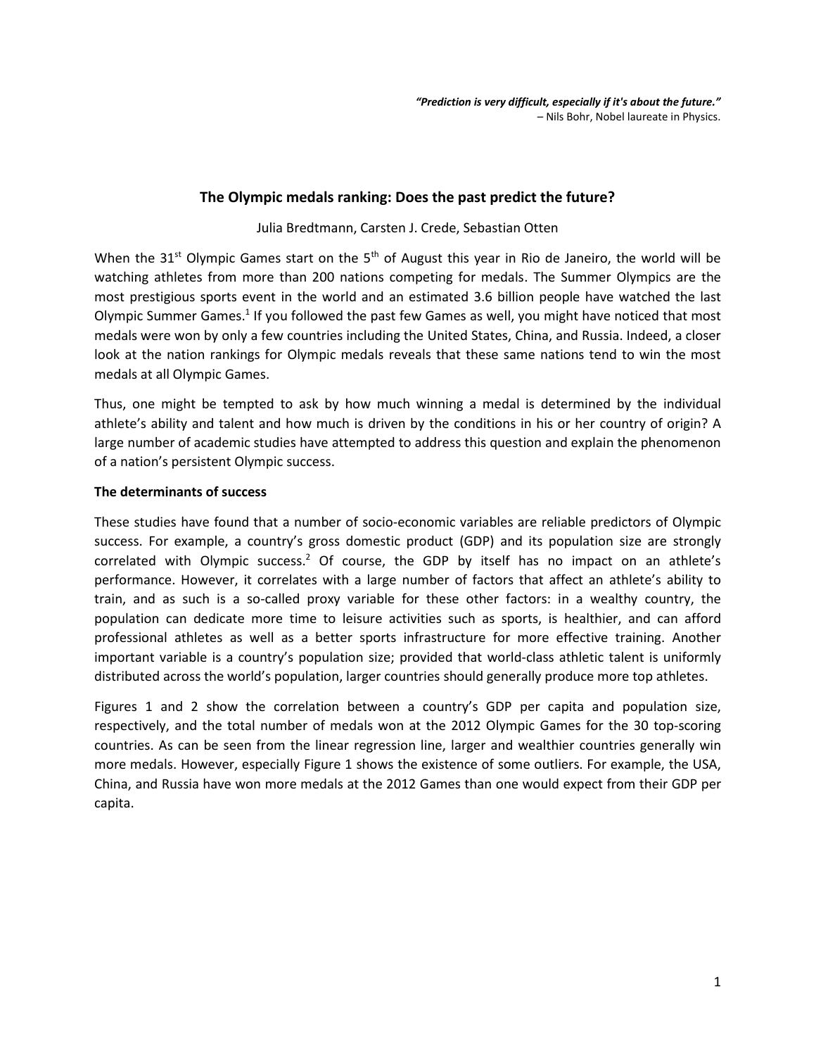*"Prediction is very difficult, especially if it's about the future."*
– Nils Bohr, Nobel laureate in Physics.

# The Olympic medals ranking: Does the past predict the future?

Julia Bredtmann, Carsten J. Crede, Sebastian Otten

When the 31st Olympic Games start on the 5th of August this year in Rio de Janeiro, the world will be watching athletes from more than 200 nations competing for medals. The Summer Olympics are the most prestigious sports event in the world and an estimated 3.6 billion people have watched the last Olympic Summer Games.[1] If you followed the past few Games as well, you might have noticed that most medals were won by only a few countries including the United States, China, and Russia. Indeed, a closer look at the nation rankings for Olympic medals reveals that these same nations tend to win the most medals at all Olympic Games.

Thus, one might be tempted to ask by how much winning a medal is determined by the individual athlete's ability and talent and how much is driven by the conditions in his or her country of origin? A large number of academic studies have attempted to address this question and explain the phenomenon of a nation's persistent Olympic success.

## The determinants of success

These studies have found that a number of socio-economic variables are reliable predictors of Olympic success. For example, a country's gross domestic product (GDP) and its population size are strongly correlated with Olympic success.[2] Of course, the GDP by itself has no impact on an athlete's performance. However, it correlates with a large number of factors that affect an athlete's ability to train, and as such is a so-called proxy variable for these other factors: in a wealthy country, the population can dedicate more time to leisure activities such as sports, is healthier, and can afford professional athletes as well as a better sports infrastructure for more effective training. Another important variable is a country's population size; provided that world-class athletic talent is uniformly distributed across the world's population, larger countries should generally produce more top athletes.

Figures 1 and 2 show the correlation between a country's GDP per capita and population size, respectively, and the total number of medals won at the 2012 Olympic Games for the 30 top-scoring countries. As can be seen from the linear regression line, larger and wealthier countries generally win more medals. However, especially Figure 1 shows the existence of some outliers. For example, the USA, China, and Russia have won more medals at the 2012 Games than one would expect from their GDP per capita.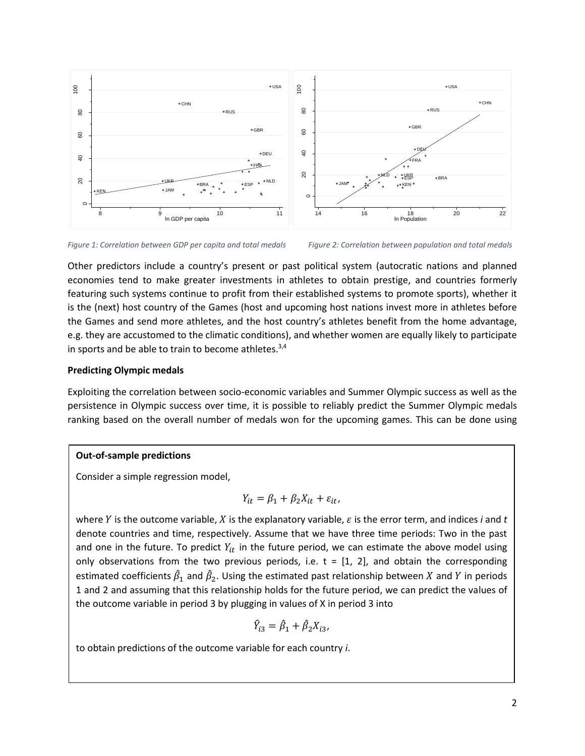Figure 1: Correlation between GDP per capita and total medals

Figure 2: Correlation between population and total medals

Other predictors include a country's present or past political system (autocratic nations and planned economies tend to make greater investments in athletes to obtain prestige, and countries formerly featuring such systems continue to profit from their established systems to promote sports), whether it is the (next) host country of the Games (host and upcoming host nations invest more in athletes before the Games and send more athletes, and the host country's athletes benefit from the home advantage, e.g. they are accustomed to the climatic conditions), and whether women are equally likely to participate in sports and be able to train to become athletes.[3,4]

**Predicting Olympic medals**

Exploiting the correlation between socio-economic variables and Summer Olympic success as well as the persistence in Olympic success over time, it is possible to reliably predict the Summer Olympic medals ranking based on the overall number of medals won for the upcoming games. This can be done using

**Out-of-sample predictions**

Consider a simple regression model,

$$Y_{it} = \beta_1 + \beta_2 X_{it} + \varepsilon_{it},$$

where $Y$ is the outcome variable, $X$ is the explanatory variable, $\varepsilon$ is the error term, and indices *i* and *t* denote countries and time, respectively. Assume that we have three time periods: Two in the past and one in the future. To predict $Y_{it}$ in the future period, we can estimate the above model using only observations from the two previous periods, i.e. t = [1, 2], and obtain the corresponding estimated coefficients $\hat{\beta}_1$ and $\hat{\beta}_2$. Using the estimated past relationship between $X$ and $Y$ in periods 1 and 2 and assuming that this relationship holds for the future period, we can predict the values of the outcome variable in period 3 by plugging in values of X in period 3 into

$$\hat{Y}_{i3} = \hat{\beta}_1 + \hat{\beta}_2 X_{i3},$$

to obtain predictions of the outcome variable for each country *i*.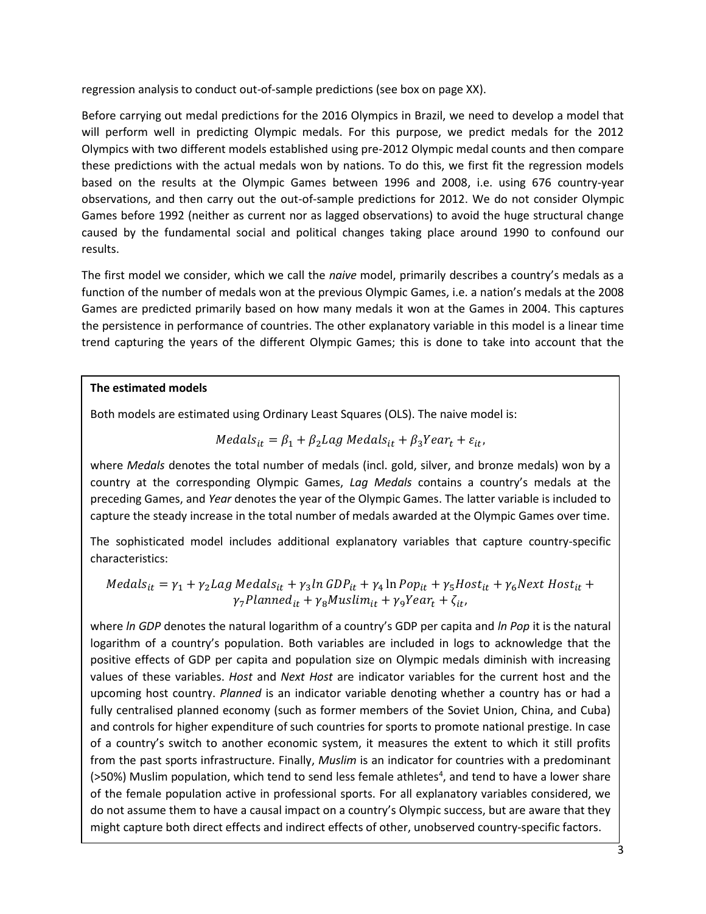regression analysis to conduct out-of-sample predictions (see box on page XX).

Before carrying out medal predictions for the 2016 Olympics in Brazil, we need to develop a model that will perform well in predicting Olympic medals. For this purpose, we predict medals for the 2012 Olympics with two different models established using pre-2012 Olympic medal counts and then compare these predictions with the actual medals won by nations. To do this, we first fit the regression models based on the results at the Olympic Games between 1996 and 2008, i.e. using 676 country-year observations, and then carry out the out-of-sample predictions for 2012. We do not consider Olympic Games before 1992 (neither as current nor as lagged observations) to avoid the huge structural change caused by the fundamental social and political changes taking place around 1990 to confound our results.

The first model we consider, which we call the *naive* model, primarily describes a country's medals as a function of the number of medals won at the previous Olympic Games, i.e. a nation's medals at the 2008 Games are predicted primarily based on how many medals it won at the Games in 2004. This captures the persistence in performance of countries. The other explanatory variable in this model is a linear time trend capturing the years of the different Olympic Games; this is done to take into account that the

**The estimated models**

Both models are estimated using Ordinary Least Squares (OLS). The naive model is:

$$Medals_{it} = \beta_1 + \beta_2 Lag\ Medals_{it} + \beta_3 Year_t + \varepsilon_{it},$$

where *Medals* denotes the total number of medals (incl. gold, silver, and bronze medals) won by a country at the corresponding Olympic Games, *Lag Medals* contains a country's medals at the preceding Games, and *Year* denotes the year of the Olympic Games. The latter variable is included to capture the steady increase in the total number of medals awarded at the Olympic Games over time.

The sophisticated model includes additional explanatory variables that capture country-specific characteristics:

$$Medals_{it} = \gamma_1 + \gamma_2 Lag\ Medals_{it} + \gamma_3 ln\ GDP_{it} + \gamma_4 \ln Pop_{it} + \gamma_5 Host_{it} + \gamma_6 Next\ Host_{it} + \gamma_7 Planned_{it} + \gamma_8 Muslim_{it} + \gamma_9 Year_t + \zeta_{it},$$

where *ln GDP* denotes the natural logarithm of a country's GDP per capita and *ln Pop* it is the natural logarithm of a country's population. Both variables are included in logs to acknowledge that the positive effects of GDP per capita and population size on Olympic medals diminish with increasing values of these variables. *Host* and *Next Host* are indicator variables for the current host and the upcoming host country. *Planned* is an indicator variable denoting whether a country has or had a fully centralised planned economy (such as former members of the Soviet Union, China, and Cuba) and controls for higher expenditure of such countries for sports to promote national prestige. In case of a country's switch to another economic system, it measures the extent to which it still profits from the past sports infrastructure. Finally, *Muslim* is an indicator for countries with a predominant (>50%) Muslim population, which tend to send less female athletes[4], and tend to have a lower share of the female population active in professional sports. For all explanatory variables considered, we do not assume them to have a causal impact on a country's Olympic success, but are aware that they might capture both direct effects and indirect effects of other, unobserved country-specific factors.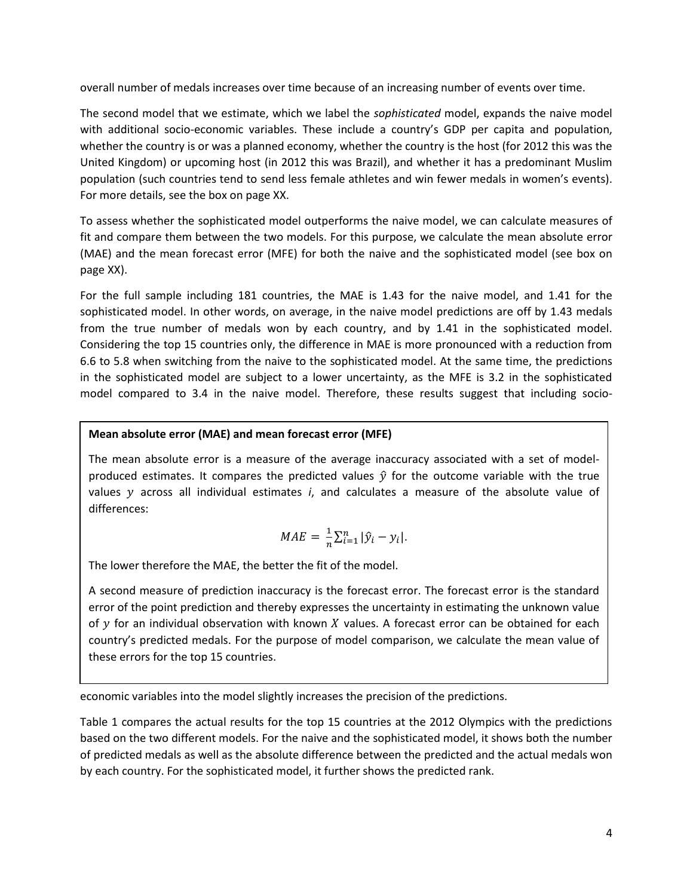overall number of medals increases over time because of an increasing number of events over time.

The second model that we estimate, which we label the *sophisticated* model, expands the naive model with additional socio-economic variables. These include a country's GDP per capita and population, whether the country is or was a planned economy, whether the country is the host (for 2012 this was the United Kingdom) or upcoming host (in 2012 this was Brazil), and whether it has a predominant Muslim population (such countries tend to send less female athletes and win fewer medals in women's events). For more details, see the box on page XX.

To assess whether the sophisticated model outperforms the naive model, we can calculate measures of fit and compare them between the two models. For this purpose, we calculate the mean absolute error (MAE) and the mean forecast error (MFE) for both the naive and the sophisticated model (see box on page XX).

For the full sample including 181 countries, the MAE is 1.43 for the naive model, and 1.41 for the sophisticated model. In other words, on average, in the naive model predictions are off by 1.43 medals from the true number of medals won by each country, and by 1.41 in the sophisticated model. Considering the top 15 countries only, the difference in MAE is more pronounced with a reduction from 6.6 to 5.8 when switching from the naive to the sophisticated model. At the same time, the predictions in the sophisticated model are subject to a lower uncertainty, as the MFE is 3.2 in the sophisticated model compared to 3.4 in the naive model. Therefore, these results suggest that including socio-economic variables into the model slightly increases the precision of the predictions.

**Mean absolute error (MAE) and mean forecast error (MFE)**

The mean absolute error is a measure of the average inaccuracy associated with a set of model-produced estimates. It compares the predicted values $\hat{y}$ for the outcome variable with the true values $y$ across all individual estimates $i$, and calculates a measure of the absolute value of differences:

$$MAE = \frac{1}{n}\sum_{i=1}^{n}|\hat{y}_i - y_i|.$$

The lower therefore the MAE, the better the fit of the model.

A second measure of prediction inaccuracy is the forecast error. The forecast error is the standard error of the point prediction and thereby expresses the uncertainty in estimating the unknown value of $y$ for an individual observation with known $X$ values. A forecast error can be obtained for each country's predicted medals. For the purpose of model comparison, we calculate the mean value of these errors for the top 15 countries.

Table 1 compares the actual results for the top 15 countries at the 2012 Olympics with the predictions based on the two different models. For the naive and the sophisticated model, it shows both the number of predicted medals as well as the absolute difference between the predicted and the actual medals won by each country. For the sophisticated model, it further shows the predicted rank.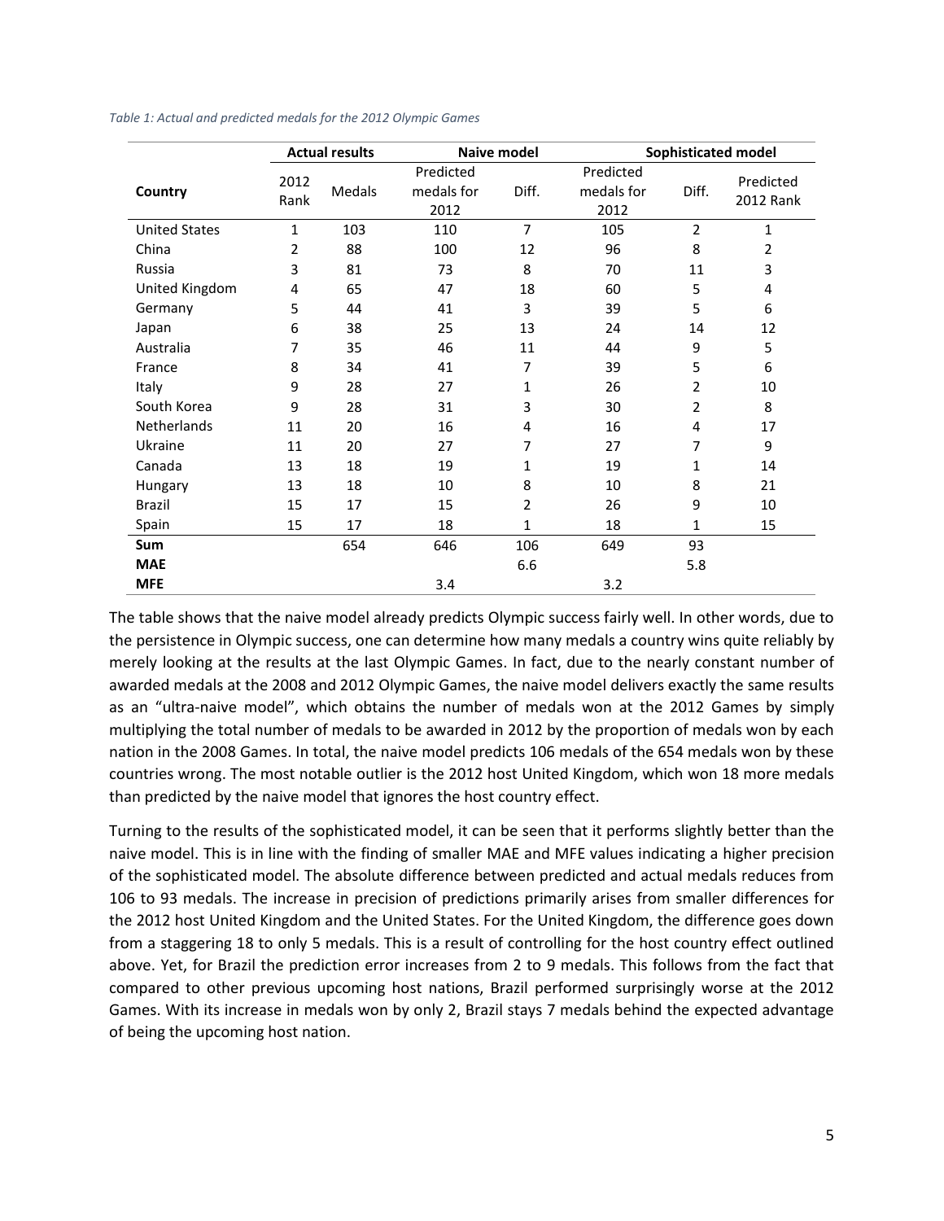*Table 1: Actual and predicted medals for the 2012 Olympic Games*

| | Actual results | | Naive model | | Sophisticated model | | |
|---|---|---|---|---|---|---|---|
| Country | 2012 Rank | Medals | Predicted medals for 2012 | Diff. | Predicted medals for 2012 | Diff. | Predicted 2012 Rank |
| United States | 1 | 103 | 110 | 7 | 105 | 2 | 1 |
| China | 2 | 88 | 100 | 12 | 96 | 8 | 2 |
| Russia | 3 | 81 | 73 | 8 | 70 | 11 | 3 |
| United Kingdom | 4 | 65 | 47 | 18 | 60 | 5 | 4 |
| Germany | 5 | 44 | 41 | 3 | 39 | 5 | 6 |
| Japan | 6 | 38 | 25 | 13 | 24 | 14 | 12 |
| Australia | 7 | 35 | 46 | 11 | 44 | 9 | 5 |
| France | 8 | 34 | 41 | 7 | 39 | 5 | 6 |
| Italy | 9 | 28 | 27 | 1 | 26 | 2 | 10 |
| South Korea | 9 | 28 | 31 | 3 | 30 | 2 | 8 |
| Netherlands | 11 | 20 | 16 | 4 | 16 | 4 | 17 |
| Ukraine | 11 | 20 | 27 | 7 | 27 | 7 | 9 |
| Canada | 13 | 18 | 19 | 1 | 19 | 1 | 14 |
| Hungary | 13 | 18 | 10 | 8 | 10 | 8 | 21 |
| Brazil | 15 | 17 | 15 | 2 | 26 | 9 | 10 |
| Spain | 15 | 17 | 18 | 1 | 18 | 1 | 15 |
| **Sum** | | 654 | 646 | 106 | 649 | 93 | |
| **MAE** | | | | 6.6 | | 5.8 | |
| **MFE** | | | 3.4 | | 3.2 | | |

The table shows that the naive model already predicts Olympic success fairly well. In other words, due to the persistence in Olympic success, one can determine how many medals a country wins quite reliably by merely looking at the results at the last Olympic Games. In fact, due to the nearly constant number of awarded medals at the 2008 and 2012 Olympic Games, the naive model delivers exactly the same results as an "ultra-naive model", which obtains the number of medals won at the 2012 Games by simply multiplying the total number of medals to be awarded in 2012 by the proportion of medals won by each nation in the 2008 Games. In total, the naive model predicts 106 medals of the 654 medals won by these countries wrong. The most notable outlier is the 2012 host United Kingdom, which won 18 more medals than predicted by the naive model that ignores the host country effect.

Turning to the results of the sophisticated model, it can be seen that it performs slightly better than the naive model. This is in line with the finding of smaller MAE and MFE values indicating a higher precision of the sophisticated model. The absolute difference between predicted and actual medals reduces from 106 to 93 medals. The increase in precision of predictions primarily arises from smaller differences for the 2012 host United Kingdom and the United States. For the United Kingdom, the difference goes down from a staggering 18 to only 5 medals. This is a result of controlling for the host country effect outlined above. Yet, for Brazil the prediction error increases from 2 to 9 medals. This follows from the fact that compared to other previous upcoming host nations, Brazil performed surprisingly worse at the 2012 Games. With its increase in medals won by only 2, Brazil stays 7 medals behind the expected advantage of being the upcoming host nation.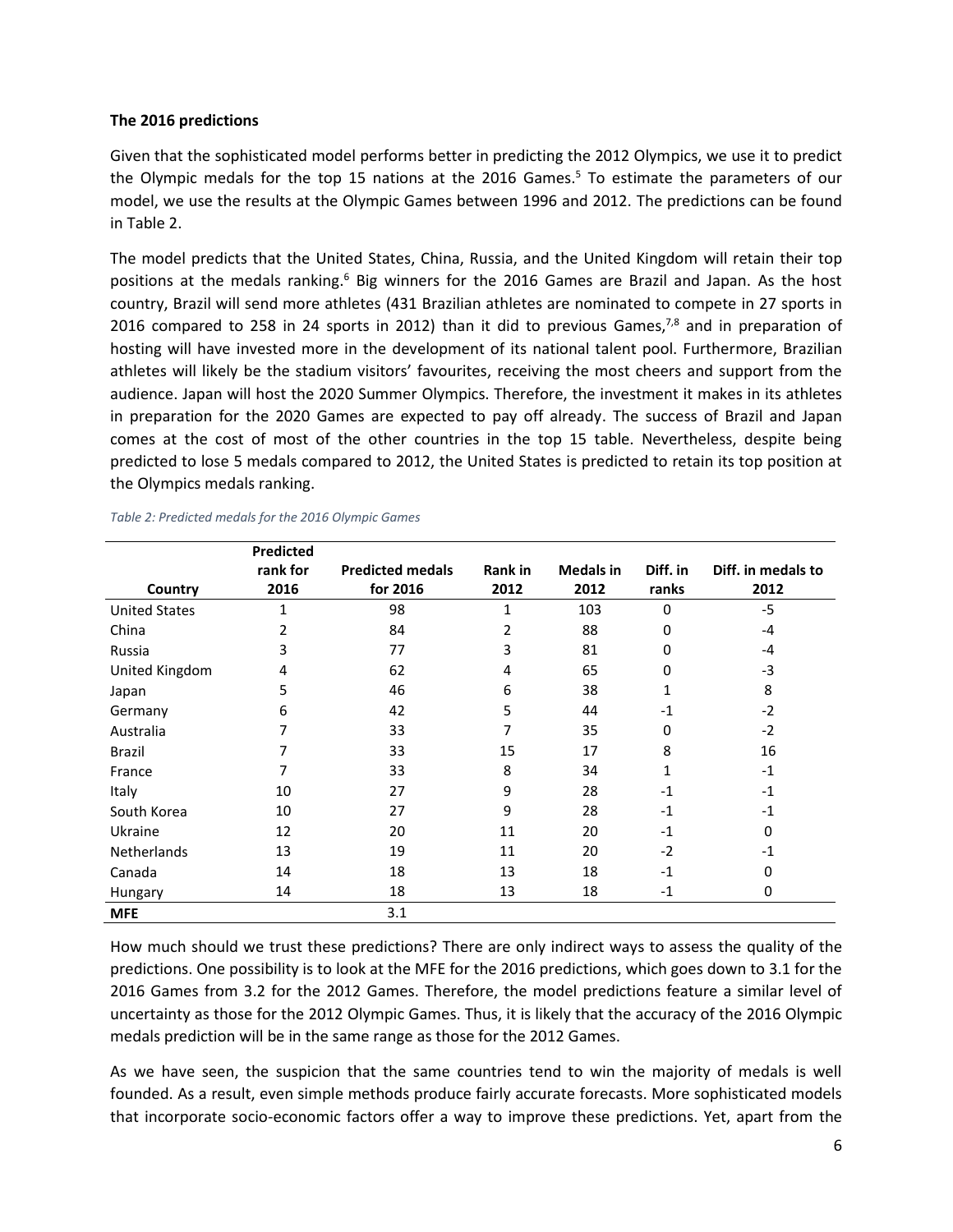**The 2016 predictions**

Given that the sophisticated model performs better in predicting the 2012 Olympics, we use it to predict the Olympic medals for the top 15 nations at the 2016 Games.[5] To estimate the parameters of our model, we use the results at the Olympic Games between 1996 and 2012. The predictions can be found in Table 2.

The model predicts that the United States, China, Russia, and the United Kingdom will retain their top positions at the medals ranking.[6] Big winners for the 2016 Games are Brazil and Japan. As the host country, Brazil will send more athletes (431 Brazilian athletes are nominated to compete in 27 sports in 2016 compared to 258 in 24 sports in 2012) than it did to previous Games,[7,8] and in preparation of hosting will have invested more in the development of its national talent pool. Furthermore, Brazilian athletes will likely be the stadium visitors' favourites, receiving the most cheers and support from the audience. Japan will host the 2020 Summer Olympics. Therefore, the investment it makes in its athletes in preparation for the 2020 Games are expected to pay off already. The success of Brazil and Japan comes at the cost of most of the other countries in the top 15 table. Nevertheless, despite being predicted to lose 5 medals compared to 2012, the United States is predicted to retain its top position at the Olympics medals ranking.

*Table 2: Predicted medals for the 2016 Olympic Games*

| Country | Predicted rank for 2016 | Predicted medals for 2016 | Rank in 2012 | Medals in 2012 | Diff. in ranks | Diff. in medals to 2012 |
|---|---|---|---|---|---|---|
| United States | 1 | 98 | 1 | 103 | 0 | -5 |
| China | 2 | 84 | 2 | 88 | 0 | -4 |
| Russia | 3 | 77 | 3 | 81 | 0 | -4 |
| United Kingdom | 4 | 62 | 4 | 65 | 0 | -3 |
| Japan | 5 | 46 | 6 | 38 | 1 | 8 |
| Germany | 6 | 42 | 5 | 44 | -1 | -2 |
| Australia | 7 | 33 | 7 | 35 | 0 | -2 |
| Brazil | 7 | 33 | 15 | 17 | 8 | 16 |
| France | 7 | 33 | 8 | 34 | 1 | -1 |
| Italy | 10 | 27 | 9 | 28 | -1 | -1 |
| South Korea | 10 | 27 | 9 | 28 | -1 | -1 |
| Ukraine | 12 | 20 | 11 | 20 | -1 | 0 |
| Netherlands | 13 | 19 | 11 | 20 | -2 | -1 |
| Canada | 14 | 18 | 13 | 18 | -1 | 0 |
| Hungary | 14 | 18 | 13 | 18 | -1 | 0 |
| **MFE** | | 3.1 | | | | |

How much should we trust these predictions? There are only indirect ways to assess the quality of the predictions. One possibility is to look at the MFE for the 2016 predictions, which goes down to 3.1 for the 2016 Games from 3.2 for the 2012 Games. Therefore, the model predictions feature a similar level of uncertainty as those for the 2012 Olympic Games. Thus, it is likely that the accuracy of the 2016 Olympic medals prediction will be in the same range as those for the 2012 Games.

As we have seen, the suspicion that the same countries tend to win the majority of medals is well founded. As a result, even simple methods produce fairly accurate forecasts. More sophisticated models that incorporate socio-economic factors offer a way to improve these predictions. Yet, apart from the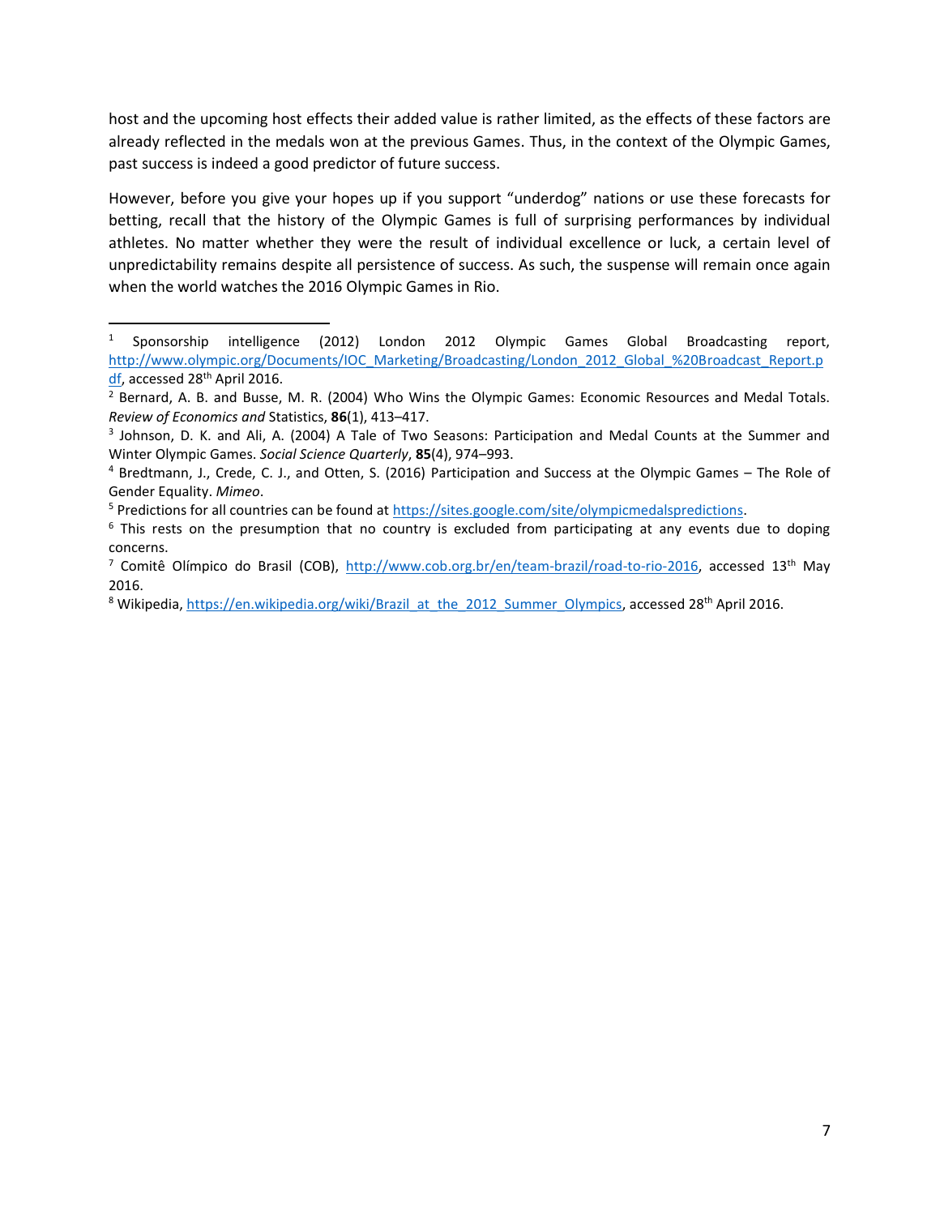host and the upcoming host effects their added value is rather limited, as the effects of these factors are already reflected in the medals won at the previous Games. Thus, in the context of the Olympic Games, past success is indeed a good predictor of future success.

However, before you give your hopes up if you support "underdog" nations or use these forecasts for betting, recall that the history of the Olympic Games is full of surprising performances by individual athletes. No matter whether they were the result of individual excellence or luck, a certain level of unpredictability remains despite all persistence of success. As such, the suspense will remain once again when the world watches the 2016 Olympic Games in Rio.

---

[1] Sponsorship intelligence (2012) London 2012 Olympic Games Global Broadcasting report, http://www.olympic.org/Documents/IOC_Marketing/Broadcasting/London_2012_Global_%20Broadcast_Report.pdf, accessed 28th April 2016.

[2] Bernard, A. B. and Busse, M. R. (2004) Who Wins the Olympic Games: Economic Resources and Medal Totals. *Review of Economics and* Statistics, **86**(1), 413–417.

[3] Johnson, D. K. and Ali, A. (2004) A Tale of Two Seasons: Participation and Medal Counts at the Summer and Winter Olympic Games. *Social Science Quarterly*, **85**(4), 974–993.

[4] Bredtmann, J., Crede, C. J., and Otten, S. (2016) Participation and Success at the Olympic Games – The Role of Gender Equality. *Mimeo*.

[5] Predictions for all countries can be found at https://sites.google.com/site/olympicmedalspredictions.

[6] This rests on the presumption that no country is excluded from participating at any events due to doping concerns.

[7] Comitê Olímpico do Brasil (COB), http://www.cob.org.br/en/team-brazil/road-to-rio-2016, accessed 13th May 2016.

[8] Wikipedia, https://en.wikipedia.org/wiki/Brazil_at_the_2012_Summer_Olympics, accessed 28th April 2016.